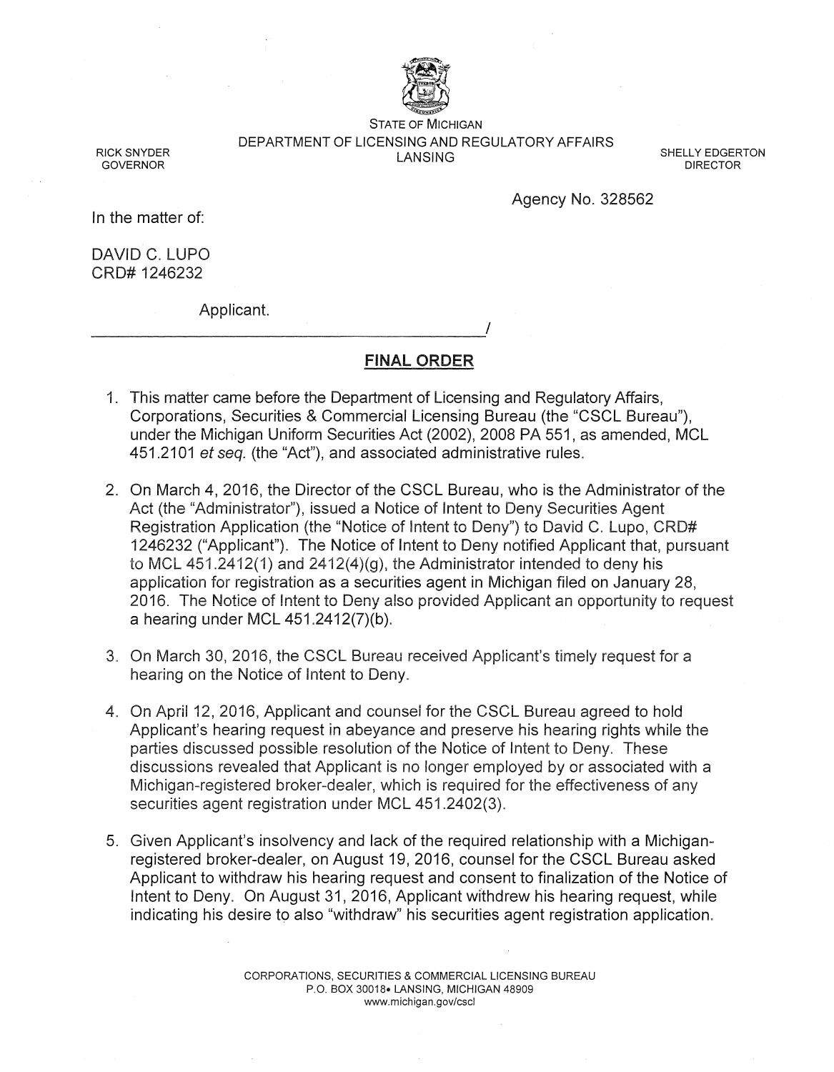STATE OF MICHIGAN
DEPARTMENT OF LICENSING AND REGULATORY AFFAIRS
LANSING

RICK SNYDER
GOVERNOR

SHELLY EDGERTON
DIRECTOR

Agency No. 328562

In the matter of:

DAVID C. LUPO
CRD# 1246232

Applicant.
_____________________________________________/

## FINAL ORDER

1. This matter came before the Department of Licensing and Regulatory Affairs, Corporations, Securities & Commercial Licensing Bureau (the "CSCL Bureau"), under the Michigan Uniform Securities Act (2002), 2008 PA 551, as amended, MCL 451.2101 *et seq.* (the "Act"), and associated administrative rules.

2. On March 4, 2016, the Director of the CSCL Bureau, who is the Administrator of the Act (the "Administrator"), issued a Notice of Intent to Deny Securities Agent Registration Application (the "Notice of Intent to Deny") to David C. Lupo, CRD# 1246232 ("Applicant"). The Notice of Intent to Deny notified Applicant that, pursuant to MCL 451.2412(1) and 2412(4)(g), the Administrator intended to deny his application for registration as a securities agent in Michigan filed on January 28, 2016. The Notice of Intent to Deny also provided Applicant an opportunity to request a hearing under MCL 451.2412(7)(b).

3. On March 30, 2016, the CSCL Bureau received Applicant's timely request for a hearing on the Notice of Intent to Deny.

4. On April 12, 2016, Applicant and counsel for the CSCL Bureau agreed to hold Applicant's hearing request in abeyance and preserve his hearing rights while the parties discussed possible resolution of the Notice of Intent to Deny. These discussions revealed that Applicant is no longer employed by or associated with a Michigan-registered broker-dealer, which is required for the effectiveness of any securities agent registration under MCL 451.2402(3).

5. Given Applicant's insolvency and lack of the required relationship with a Michigan-registered broker-dealer, on August 19, 2016, counsel for the CSCL Bureau asked Applicant to withdraw his hearing request and consent to finalization of the Notice of Intent to Deny. On August 31, 2016, Applicant withdrew his hearing request, while indicating his desire to also "withdraw" his securities agent registration application.

CORPORATIONS, SECURITIES & COMMERCIAL LICENSING BUREAU
P.O. BOX 30018• LANSING, MICHIGAN 48909
www.michigan.gov/cscl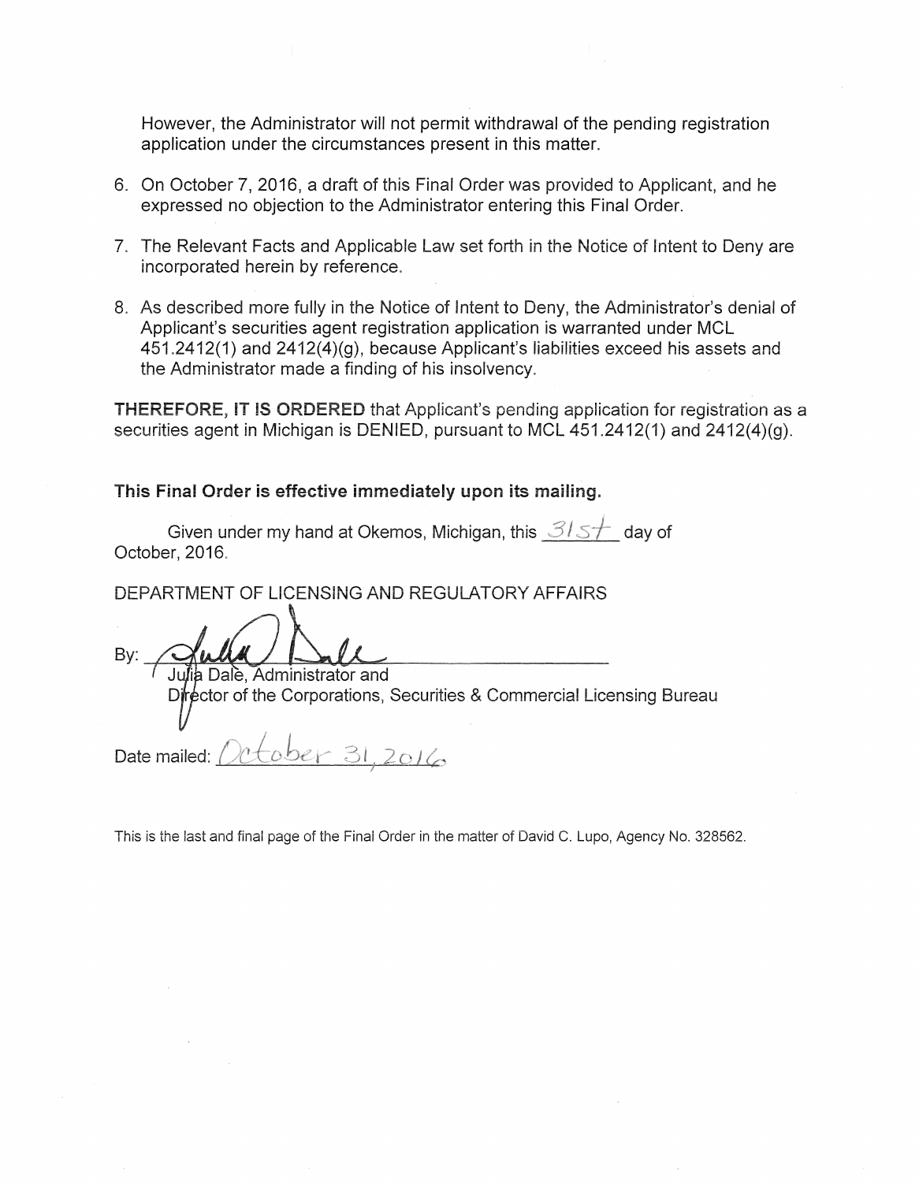However, the Administrator will not permit withdrawal of the pending registration application under the circumstances present in this matter.

6. On October 7, 2016, a draft of this Final Order was provided to Applicant, and he expressed no objection to the Administrator entering this Final Order.

7. The Relevant Facts and Applicable Law set forth in the Notice of Intent to Deny are incorporated herein by reference.

8. As described more fully in the Notice of Intent to Deny, the Administrator's denial of Applicant's securities agent registration application is warranted under MCL 451.2412(1) and 2412(4)(g), because Applicant's liabilities exceed his assets and the Administrator made a finding of his insolvency.

**THEREFORE, IT IS ORDERED** that Applicant's pending application for registration as a securities agent in Michigan is DENIED, pursuant to MCL 451.2412(1) and 2412(4)(g).

**This Final Order is effective immediately upon its mailing.**

Given under my hand at Okemos, Michigan, this 31st day of October, 2016.

DEPARTMENT OF LICENSING AND REGULATORY AFFAIRS

By: ______________________________
Julia Dale, Administrator and
Director of the Corporations, Securities & Commercial Licensing Bureau

Date mailed: October 31, 2016

This is the last and final page of the Final Order in the matter of David C. Lupo, Agency No. 328562.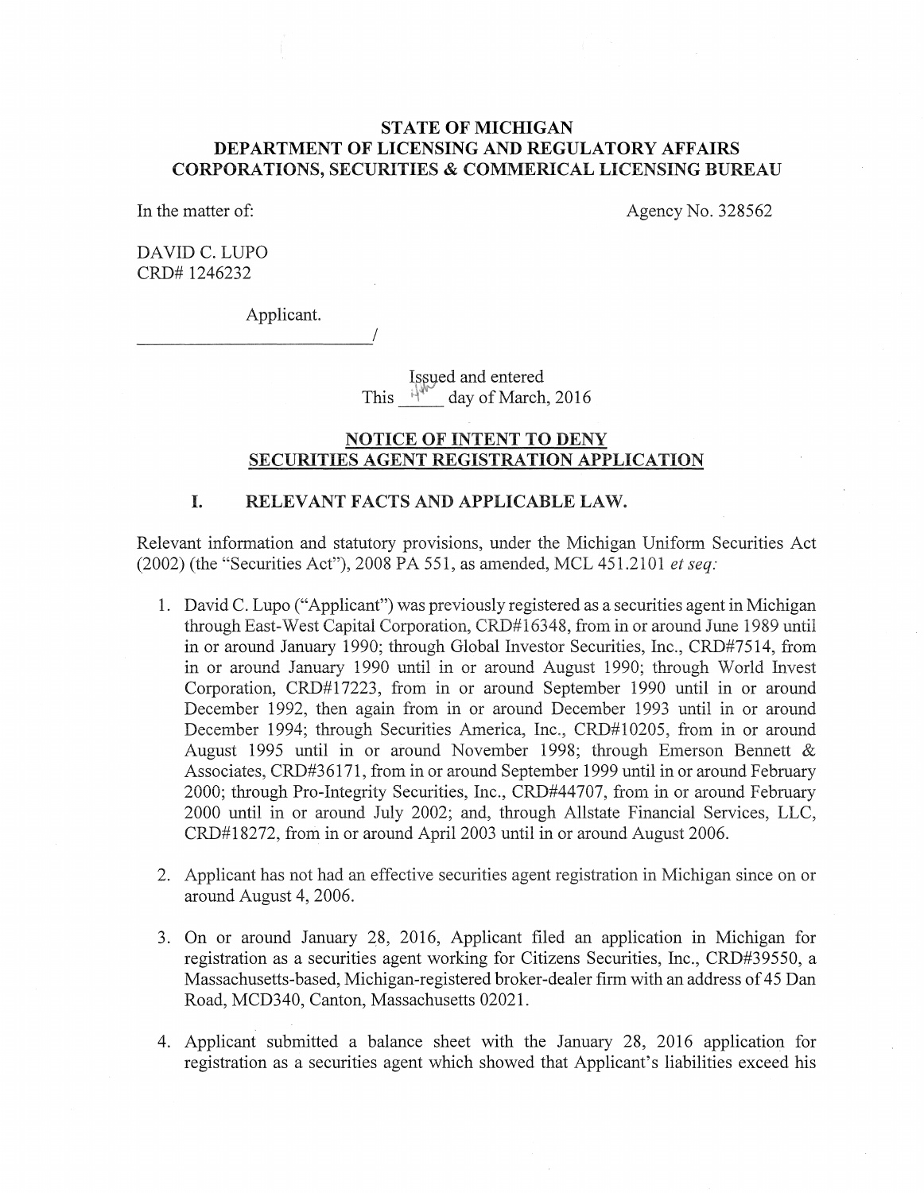**STATE OF MICHIGAN**
**DEPARTMENT OF LICENSING AND REGULATORY AFFAIRS**
**CORPORATIONS, SECURITIES & COMMERICAL LICENSING BUREAU**

In the matter of: Agency No. 328562

DAVID C. LUPO
CRD# 1246232

Applicant.
\_\_\_\_\_\_\_\_\_\_\_\_\_\_\_\_\_\_\_\_\_\_\_\_\_\_\_/

Issued and entered
This 4th day of March, 2016

## NOTICE OF INTENT TO DENY SECURITIES AGENT REGISTRATION APPLICATION

### I. RELEVANT FACTS AND APPLICABLE LAW.

Relevant information and statutory provisions, under the Michigan Uniform Securities Act (2002) (the "Securities Act"), 2008 PA 551, as amended, MCL 451.2101 *et seq:*

1. David C. Lupo ("Applicant") was previously registered as a securities agent in Michigan through East-West Capital Corporation, CRD#16348, from in or around June 1989 until in or around January 1990; through Global Investor Securities, Inc., CRD#7514, from in or around January 1990 until in or around August 1990; through World Invest Corporation, CRD#17223, from in or around September 1990 until in or around December 1992, then again from in or around December 1993 until in or around December 1994; through Securities America, Inc., CRD#10205, from in or around August 1995 until in or around November 1998; through Emerson Bennett & Associates, CRD#36171, from in or around September 1999 until in or around February 2000; through Pro-Integrity Securities, Inc., CRD#44707, from in or around February 2000 until in or around July 2002; and, through Allstate Financial Services, LLC, CRD#18272, from in or around April 2003 until in or around August 2006.

2. Applicant has not had an effective securities agent registration in Michigan since on or around August 4, 2006.

3. On or around January 28, 2016, Applicant filed an application in Michigan for registration as a securities agent working for Citizens Securities, Inc., CRD#39550, a Massachusetts-based, Michigan-registered broker-dealer firm with an address of 45 Dan Road, MCD340, Canton, Massachusetts 02021.

4. Applicant submitted a balance sheet with the January 28, 2016 application for registration as a securities agent which showed that Applicant's liabilities exceed his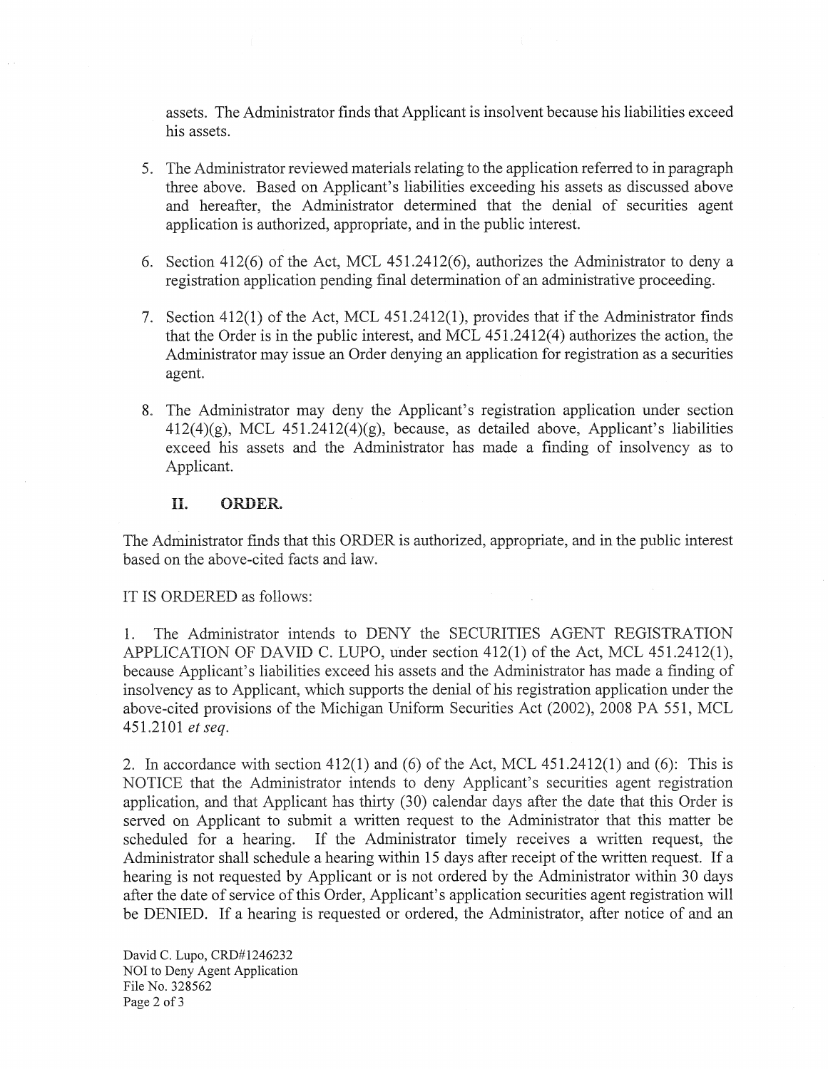assets. The Administrator finds that Applicant is insolvent because his liabilities exceed his assets.

5. The Administrator reviewed materials relating to the application referred to in paragraph three above. Based on Applicant's liabilities exceeding his assets as discussed above and hereafter, the Administrator determined that the denial of securities agent application is authorized, appropriate, and in the public interest.

6. Section 412(6) of the Act, MCL 451.2412(6), authorizes the Administrator to deny a registration application pending final determination of an administrative proceeding.

7. Section 412(1) of the Act, MCL 451.2412(1), provides that if the Administrator finds that the Order is in the public interest, and MCL 451.2412(4) authorizes the action, the Administrator may issue an Order denying an application for registration as a securities agent.

8. The Administrator may deny the Applicant's registration application under section 412(4)(g), MCL 451.2412(4)(g), because, as detailed above, Applicant's liabilities exceed his assets and the Administrator has made a finding of insolvency as to Applicant.

## II. ORDER.

The Administrator finds that this ORDER is authorized, appropriate, and in the public interest based on the above-cited facts and law.

IT IS ORDERED as follows:

1. The Administrator intends to DENY the SECURITIES AGENT REGISTRATION APPLICATION OF DAVID C. LUPO, under section 412(1) of the Act, MCL 451.2412(1), because Applicant's liabilities exceed his assets and the Administrator has made a finding of insolvency as to Applicant, which supports the denial of his registration application under the above-cited provisions of the Michigan Uniform Securities Act (2002), 2008 PA 551, MCL 451.2101 *et seq.*

2. In accordance with section 412(1) and (6) of the Act, MCL 451.2412(1) and (6): This is NOTICE that the Administrator intends to deny Applicant's securities agent registration application, and that Applicant has thirty (30) calendar days after the date that this Order is served on Applicant to submit a written request to the Administrator that this matter be scheduled for a hearing. If the Administrator timely receives a written request, the Administrator shall schedule a hearing within 15 days after receipt of the written request. If a hearing is not requested by Applicant or is not ordered by the Administrator within 30 days after the date of service of this Order, Applicant's application securities agent registration will be DENIED. If a hearing is requested or ordered, the Administrator, after notice of and an

David C. Lupo, CRD#1246232
NOI to Deny Agent Application
File No. 328562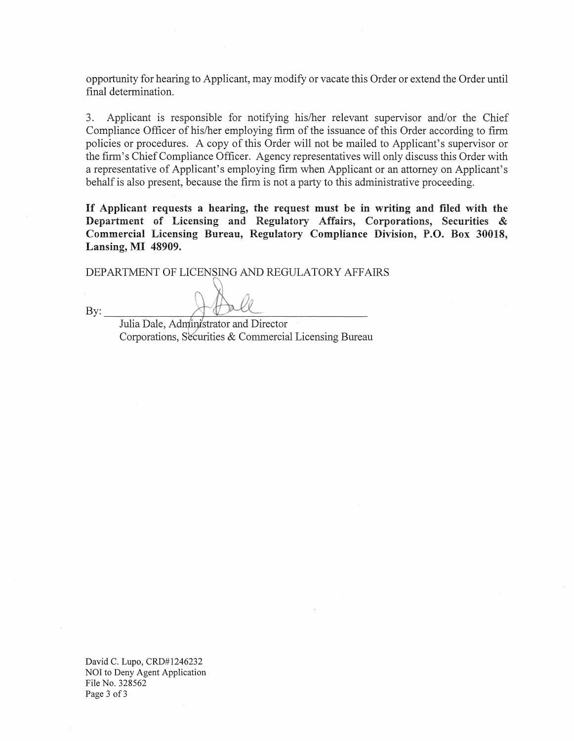opportunity for hearing to Applicant, may modify or vacate this Order or extend the Order until final determination.

3. Applicant is responsible for notifying his/her relevant supervisor and/or the Chief Compliance Officer of his/her employing firm of the issuance of this Order according to firm policies or procedures. A copy of this Order will not be mailed to Applicant's supervisor or the firm's Chief Compliance Officer. Agency representatives will only discuss this Order with a representative of Applicant's employing firm when Applicant or an attorney on Applicant's behalf is also present, because the firm is not a party to this administrative proceeding.

**If Applicant requests a hearing, the request must be in writing and filed with the Department of Licensing and Regulatory Affairs, Corporations, Securities & Commercial Licensing Bureau, Regulatory Compliance Division, P.O. Box 30018, Lansing, MI 48909.**

DEPARTMENT OF LICENSING AND REGULATORY AFFAIRS

By: ______________________________

Julia Dale, Administrator and Director
Corporations, Securities & Commercial Licensing Bureau

David C. Lupo, CRD#1246232
NOI to Deny Agent Application
File No. 328562